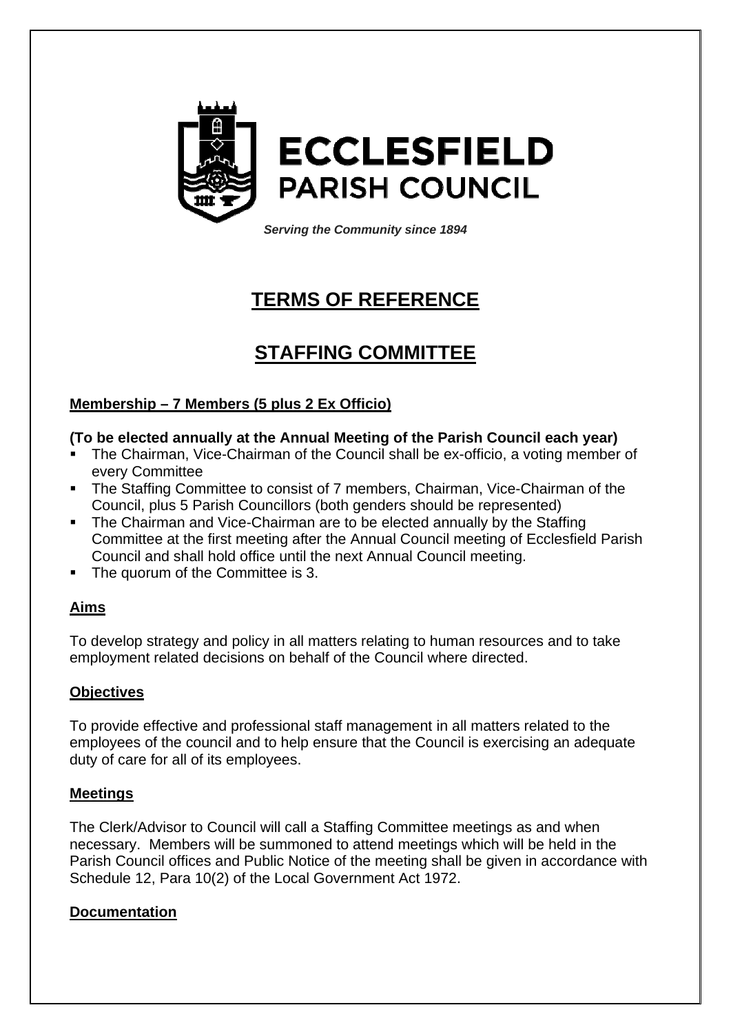# ECCLESFIELD PARISH COUNCIL

***Serving the Community since 1894***

## TERMS OF REFERENCE

## STAFFING COMMITTEE

**Membership – 7 Members (5 plus 2 Ex Officio)**

**(To be elected annually at the Annual Meeting of the Parish Council each year)**

- The Chairman, Vice-Chairman of the Council shall be ex-officio, a voting member of every Committee
- The Staffing Committee to consist of 7 members, Chairman, Vice-Chairman of the Council, plus 5 Parish Councillors (both genders should be represented)
- The Chairman and Vice-Chairman are to be elected annually by the Staffing Committee at the first meeting after the Annual Council meeting of Ecclesfield Parish Council and shall hold office until the next Annual Council meeting.
- The quorum of the Committee is 3.

**Aims**

To develop strategy and policy in all matters relating to human resources and to take employment related decisions on behalf of the Council where directed.

**Objectives**

To provide effective and professional staff management in all matters related to the employees of the council and to help ensure that the Council is exercising an adequate duty of care for all of its employees.

**Meetings**

The Clerk/Advisor to Council will call a Staffing Committee meetings as and when necessary. Members will be summoned to attend meetings which will be held in the Parish Council offices and Public Notice of the meeting shall be given in accordance with Schedule 12, Para 10(2) of the Local Government Act 1972.

**Documentation**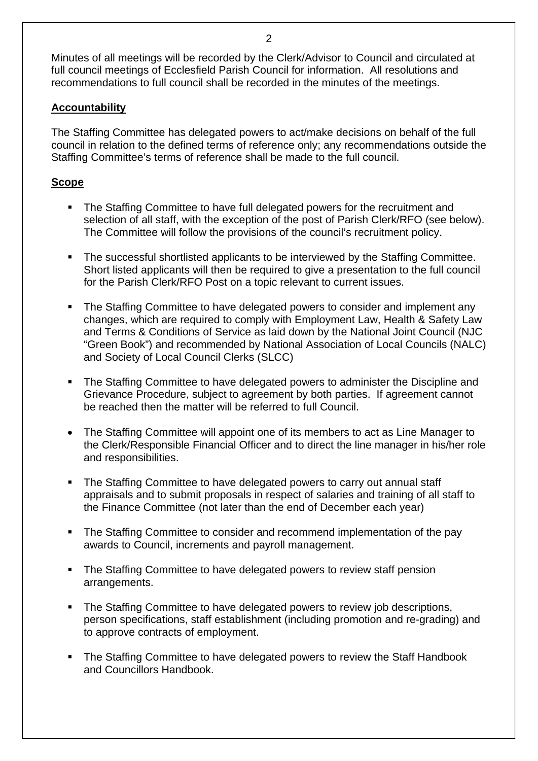Minutes of all meetings will be recorded by the Clerk/Advisor to Council and circulated at full council meetings of Ecclesfield Parish Council for information. All resolutions and recommendations to full council shall be recorded in the minutes of the meetings.

**Accountability**

The Staffing Committee has delegated powers to act/make decisions on behalf of the full council in relation to the defined terms of reference only; any recommendations outside the Staffing Committee's terms of reference shall be made to the full council.

**Scope**

- The Staffing Committee to have full delegated powers for the recruitment and selection of all staff, with the exception of the post of Parish Clerk/RFO (see below). The Committee will follow the provisions of the council's recruitment policy.
- The successful shortlisted applicants to be interviewed by the Staffing Committee. Short listed applicants will then be required to give a presentation to the full council for the Parish Clerk/RFO Post on a topic relevant to current issues.
- The Staffing Committee to have delegated powers to consider and implement any changes, which are required to comply with Employment Law, Health & Safety Law and Terms & Conditions of Service as laid down by the National Joint Council (NJC "Green Book") and recommended by National Association of Local Councils (NALC) and Society of Local Council Clerks (SLCC)
- The Staffing Committee to have delegated powers to administer the Discipline and Grievance Procedure, subject to agreement by both parties. If agreement cannot be reached then the matter will be referred to full Council.
- The Staffing Committee will appoint one of its members to act as Line Manager to the Clerk/Responsible Financial Officer and to direct the line manager in his/her role and responsibilities.
- The Staffing Committee to have delegated powers to carry out annual staff appraisals and to submit proposals in respect of salaries and training of all staff to the Finance Committee (not later than the end of December each year)
- The Staffing Committee to consider and recommend implementation of the pay awards to Council, increments and payroll management.
- The Staffing Committee to have delegated powers to review staff pension arrangements.
- The Staffing Committee to have delegated powers to review job descriptions, person specifications, staff establishment (including promotion and re-grading) and to approve contracts of employment.
- The Staffing Committee to have delegated powers to review the Staff Handbook and Councillors Handbook.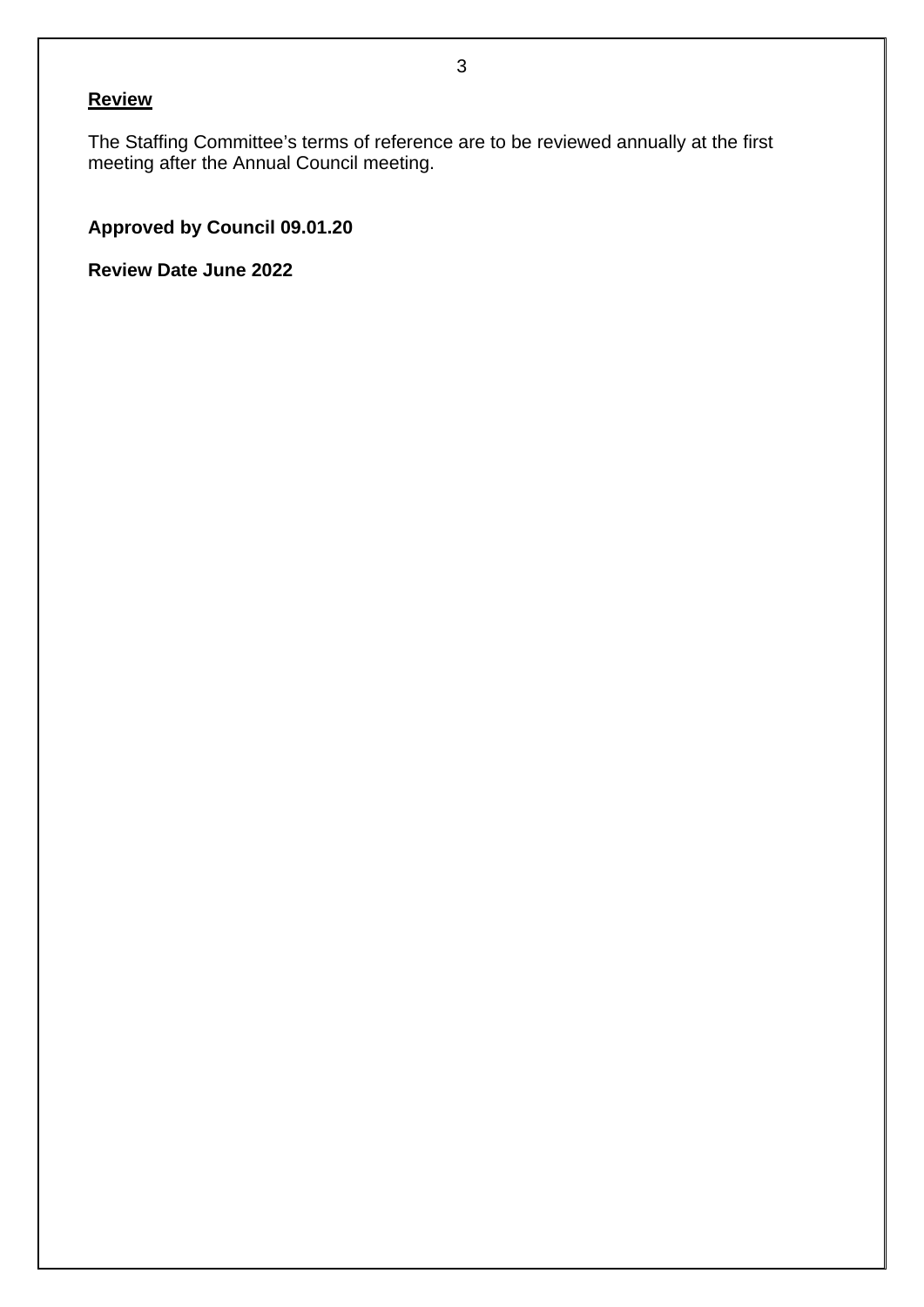## Review

The Staffing Committee's terms of reference are to be reviewed annually at the first meeting after the Annual Council meeting.

**Approved by Council 09.01.20**

**Review Date June 2022**